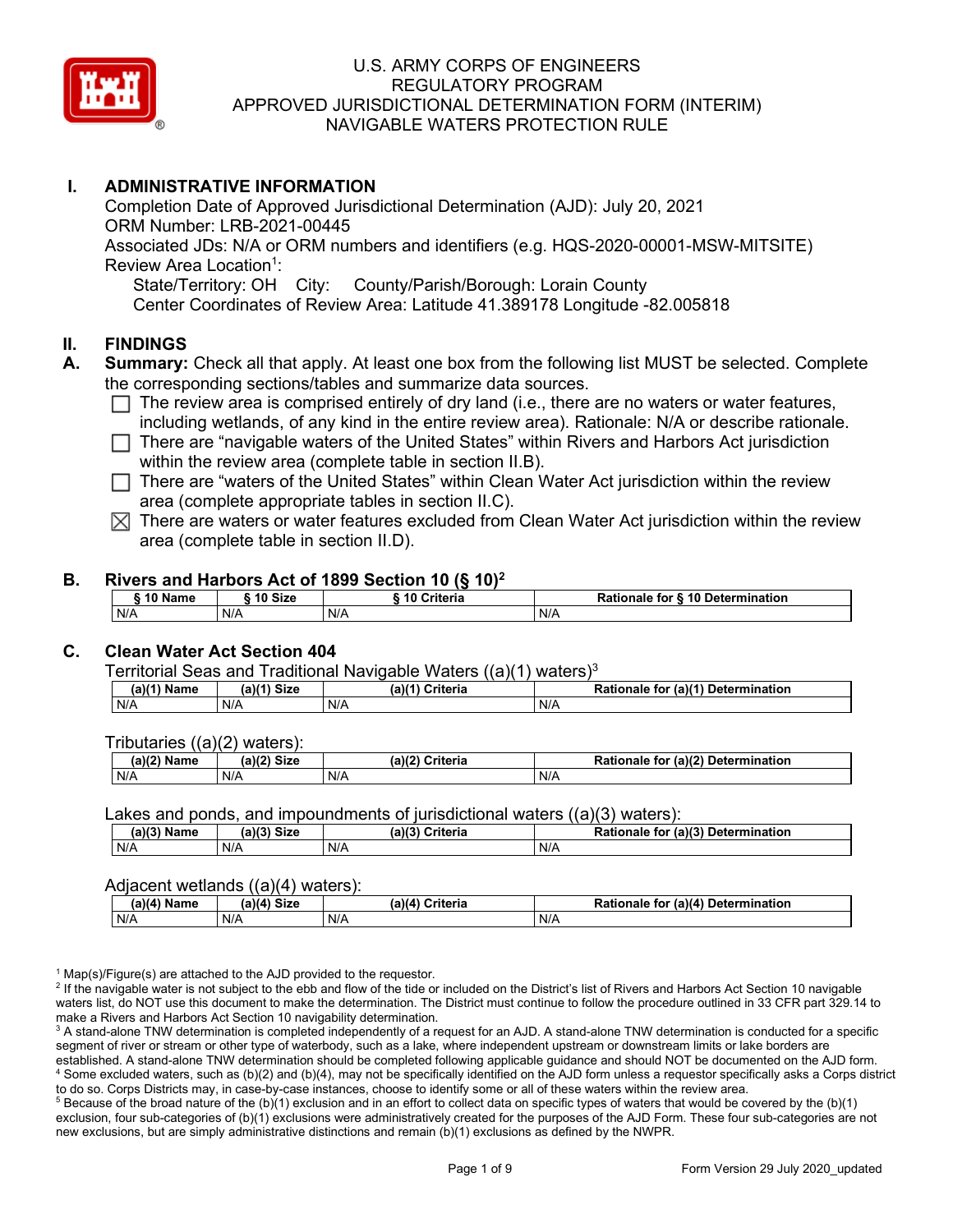# U.S. ARMY CORPS OF ENGINEERS
# REGULATORY PROGRAM
# APPROVED JURISDICTIONAL DETERMINATION FORM (INTERIM)
# NAVIGABLE WATERS PROTECTION RULE

## I. ADMINISTRATIVE INFORMATION

Completion Date of Approved Jurisdictional Determination (AJD): July 20, 2021
ORM Number: LRB-2021-00445
Associated JDs: N/A or ORM numbers and identifiers (e.g. HQS-2020-00001-MSW-MITSITE)
Review Area Location[1]:
State/Territory: OH City: County/Parish/Borough: Lorain County
Center Coordinates of Review Area: Latitude 41.389178 Longitude -82.005818

## II. FINDINGS

### A. Summary:

**Summary:** Check all that apply. At least one box from the following list MUST be selected. Complete the corresponding sections/tables and summarize data sources.

- ☐ The review area is comprised entirely of dry land (i.e., there are no waters or water features, including wetlands, of any kind in the entire review area). Rationale: N/A or describe rationale.
- ☐ There are "navigable waters of the United States" within Rivers and Harbors Act jurisdiction within the review area (complete table in section II.B).
- ☐ There are "waters of the United States" within Clean Water Act jurisdiction within the review area (complete appropriate tables in section II.C).
- ☒ There are waters or water features excluded from Clean Water Act jurisdiction within the review area (complete table in section II.D).

### B. Rivers and Harbors Act of 1899 Section 10 (§ 10)[2]

| § 10 Name | § 10 Size | § 10 Criteria | Rationale for § 10 Determination |
|---|---|---|---|
| N/A | N/A | N/A | N/A |

### C. Clean Water Act Section 404

Territorial Seas and Traditional Navigable Waters ((a)(1) waters)[3]

| (a)(1) Name | (a)(1) Size | (a)(1) Criteria | Rationale for (a)(1) Determination |
|---|---|---|---|
| N/A | N/A | N/A | N/A |

Tributaries ((a)(2) waters):

| (a)(2) Name | (a)(2) Size | (a)(2) Criteria | Rationale for (a)(2) Determination |
|---|---|---|---|
| N/A | N/A | N/A | N/A |

Lakes and ponds, and impoundments of jurisdictional waters ((a)(3) waters):

| (a)(3) Name | (a)(3) Size | (a)(3) Criteria | Rationale for (a)(3) Determination |
|---|---|---|---|
| N/A | N/A | N/A | N/A |

Adjacent wetlands ((a)(4) waters):

| (a)(4) Name | (a)(4) Size | (a)(4) Criteria | Rationale for (a)(4) Determination |
|---|---|---|---|
| N/A | N/A | N/A | N/A |

---

[1] Map(s)/Figure(s) are attached to the AJD provided to the requestor.
[2] If the navigable water is not subject to the ebb and flow of the tide or included on the District's list of Rivers and Harbors Act Section 10 navigable waters list, do NOT use this document to make the determination. The District must continue to follow the procedure outlined in 33 CFR part 329.14 to make a Rivers and Harbors Act Section 10 navigability determination.
[3] A stand-alone TNW determination is completed independently of a request for an AJD. A stand-alone TNW determination is conducted for a specific segment of river or stream or other type of waterbody, such as a lake, where independent upstream or downstream limits or lake borders are established. A stand-alone TNW determination should be completed following applicable guidance and should NOT be documented on the AJD form.
[4] Some excluded waters, such as (b)(2) and (b)(4), may not be specifically identified on the AJD form unless a requestor specifically asks a Corps district to do so. Corps Districts may, in case-by-case instances, choose to identify some or all of these waters within the review area.
[5] Because of the broad nature of the (b)(1) exclusion and in an effort to collect data on specific types of waters that would be covered by the (b)(1) exclusion, four sub-categories of (b)(1) exclusions were administratively created for the purposes of the AJD Form. These four sub-categories are not new exclusions, but are simply administrative distinctions and remain (b)(1) exclusions as defined by the NWPR.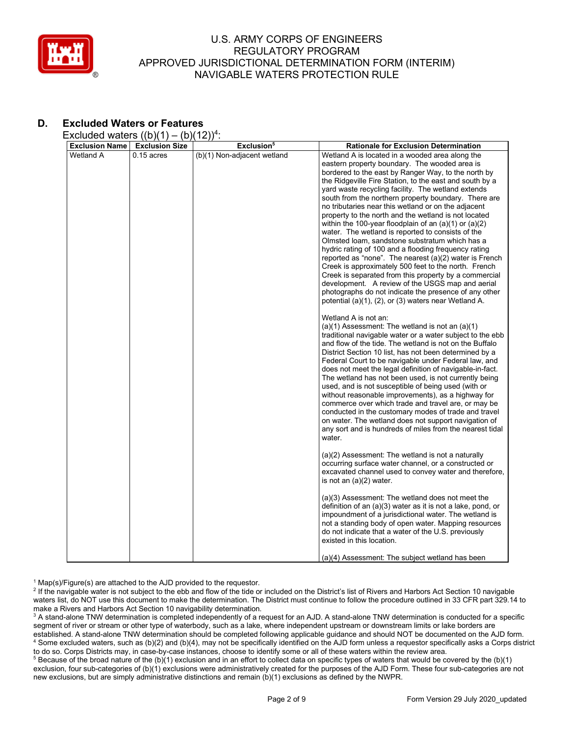## D. Excluded Waters or Features

Excluded waters ((b)(1) – (b)(12))[4]:

| Exclusion Name | Exclusion Size | Exclusion[5] | Rationale for Exclusion Determination |
|---|---|---|---|
| Wetland A | 0.15 acres | (b)(1) Non-adjacent wetland | Wetland A is located in a wooded area along the eastern property boundary. The wooded area is bordered to the east by Ranger Way, to the north by the Ridgeville Fire Station, to the east and south by a yard waste recycling facility. The wetland extends south from the northern property boundary. There are no tributaries near this wetland or on the adjacent property to the north and the wetland is not located within the 100-year floodplain of an (a)(1) or (a)(2) water. The wetland is reported to consists of the Olmsted loam, sandstone substratum which has a hydric rating of 100 and a flooding frequency rating reported as "none". The nearest (a)(2) water is French Creek is approximately 500 feet to the north. French Creek is separated from this property by a commercial development. A review of the USGS map and aerial photographs do not indicate the presence of any other potential (a)(1), (2), or (3) waters near Wetland A.<br><br>Wetland A is not an:<br>(a)(1) Assessment: The wetland is not an (a)(1) traditional navigable water or a water subject to the ebb and flow of the tide. The wetland is not on the Buffalo District Section 10 list, has not been determined by a Federal Court to be navigable under Federal law, and does not meet the legal definition of navigable-in-fact. The wetland has not been used, is not currently being used, and is not susceptible of being used (with or without reasonable improvements), as a highway for commerce over which trade and travel are, or may be conducted in the customary modes of trade and travel on water. The wetland does not support navigation of any sort and is hundreds of miles from the nearest tidal water.<br><br>(a)(2) Assessment: The wetland is not a naturally occurring surface water channel, or a constructed or excavated channel used to convey water and therefore, is not an (a)(2) water.<br><br>(a)(3) Assessment: The wetland does not meet the definition of an (a)(3) water as it is not a lake, pond, or impoundment of a jurisdictional water. The wetland is not a standing body of open water. Mapping resources do not indicate that a water of the U.S. previously existed in this location.<br><br>(a)(4) Assessment: The subject wetland has been |

[1] Map(s)/Figure(s) are attached to the AJD provided to the requestor.

[2] If the navigable water is not subject to the ebb and flow of the tide or included on the District's list of Rivers and Harbors Act Section 10 navigable waters list, do NOT use this document to make the determination. The District must continue to follow the procedure outlined in 33 CFR part 329.14 to make a Rivers and Harbors Act Section 10 navigability determination.

[3] A stand-alone TNW determination is completed independently of a request for an AJD. A stand-alone TNW determination is conducted for a specific segment of river or stream or other type of waterbody, such as a lake, where independent upstream or downstream limits or lake borders are established. A stand-alone TNW determination should be completed following applicable guidance and should NOT be documented on the AJD form.

[4] Some excluded waters, such as (b)(2) and (b)(4), may not be specifically identified on the AJD form unless a requestor specifically asks a Corps district to do so. Corps Districts may, in case-by-case instances, choose to identify some or all of these waters within the review area.

[5] Because of the broad nature of the (b)(1) exclusion and in an effort to collect data on specific types of waters that would be covered by the (b)(1) exclusion, four sub-categories of (b)(1) exclusions were administratively created for the purposes of the AJD Form. These four sub-categories are not new exclusions, but are simply administrative distinctions and remain (b)(1) exclusions as defined by the NWPR.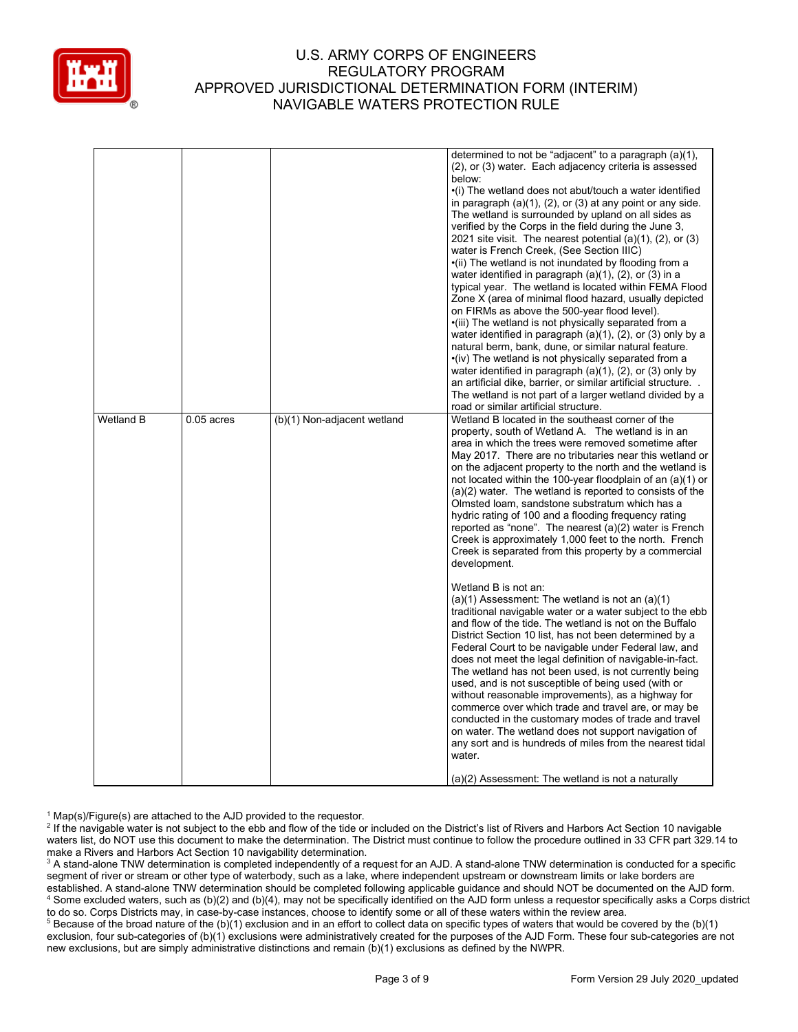| | | | |
|---|---|---|---|
| | | | determined to not be "adjacent" to a paragraph (a)(1), (2), or (3) water. Each adjacency criteria is assessed below:<br>•(i) The wetland does not abut/touch a water identified in paragraph (a)(1), (2), or (3) at any point or any side. The wetland is surrounded by upland on all sides as verified by the Corps in the field during the June 3, 2021 site visit. The nearest potential (a)(1), (2), or (3) water is French Creek, (See Section IIIC)<br>•(ii) The wetland is not inundated by flooding from a water identified in paragraph (a)(1), (2), or (3) in a typical year. The wetland is located within FEMA Flood Zone X (area of minimal flood hazard, usually depicted on FIRMs as above the 500-year flood level).<br>•(iii) The wetland is not physically separated from a water identified in paragraph (a)(1), (2), or (3) only by a natural berm, bank, dune, or similar natural feature.<br>•(iv) The wetland is not physically separated from a water identified in paragraph (a)(1), (2), or (3) only by an artificial dike, barrier, or similar artificial structure. . The wetland is not part of a larger wetland divided by a road or similar artificial structure. |
| Wetland B | 0.05 acres | (b)(1) Non-adjacent wetland | Wetland B located in the southeast corner of the property, south of Wetland A. The wetland is in an area in which the trees were removed sometime after May 2017. There are no tributaries near this wetland or on the adjacent property to the north and the wetland is not located within the 100-year floodplain of an (a)(1) or (a)(2) water. The wetland is reported to consists of the Olmsted loam, sandstone substratum which has a hydric rating of 100 and a flooding frequency rating reported as "none". The nearest (a)(2) water is French Creek is approximately 1,000 feet to the north. French Creek is separated from this property by a commercial development.<br><br>Wetland B is not an:<br>(a)(1) Assessment: The wetland is not an (a)(1) traditional navigable water or a water subject to the ebb and flow of the tide. The wetland is not on the Buffalo District Section 10 list, has not been determined by a Federal Court to be navigable under Federal law, and does not meet the legal definition of navigable-in-fact. The wetland has not been used, is not currently being used, and is not susceptible of being used (with or without reasonable improvements), as a highway for commerce over which trade and travel are, or may be conducted in the customary modes of trade and travel on water. The wetland does not support navigation of any sort and is hundreds of miles from the nearest tidal water.<br><br>(a)(2) Assessment: The wetland is not a naturally |

[1] Map(s)/Figure(s) are attached to the AJD provided to the requestor.
[2] If the navigable water is not subject to the ebb and flow of the tide or included on the District's list of Rivers and Harbors Act Section 10 navigable waters list, do NOT use this document to make the determination. The District must continue to follow the procedure outlined in 33 CFR part 329.14 to make a Rivers and Harbors Act Section 10 navigability determination.
[3] A stand-alone TNW determination is completed independently of a request for an AJD. A stand-alone TNW determination is conducted for a specific segment of river or stream or other type of waterbody, such as a lake, where independent upstream or downstream limits or lake borders are established. A stand-alone TNW determination should be completed following applicable guidance and should NOT be documented on the AJD form.
[4] Some excluded waters, such as (b)(2) and (b)(4), may not be specifically identified on the AJD form unless a requestor specifically asks a Corps district to do so. Corps Districts may, in case-by-case instances, choose to identify some or all of these waters within the review area.
[5] Because of the broad nature of the (b)(1) exclusion and in an effort to collect data on specific types of waters that would be covered by the (b)(1) exclusion, four sub-categories of (b)(1) exclusions were administratively created for the purposes of the AJD Form. These four sub-categories are not new exclusions, but are simply administrative distinctions and remain (b)(1) exclusions as defined by the NWPR.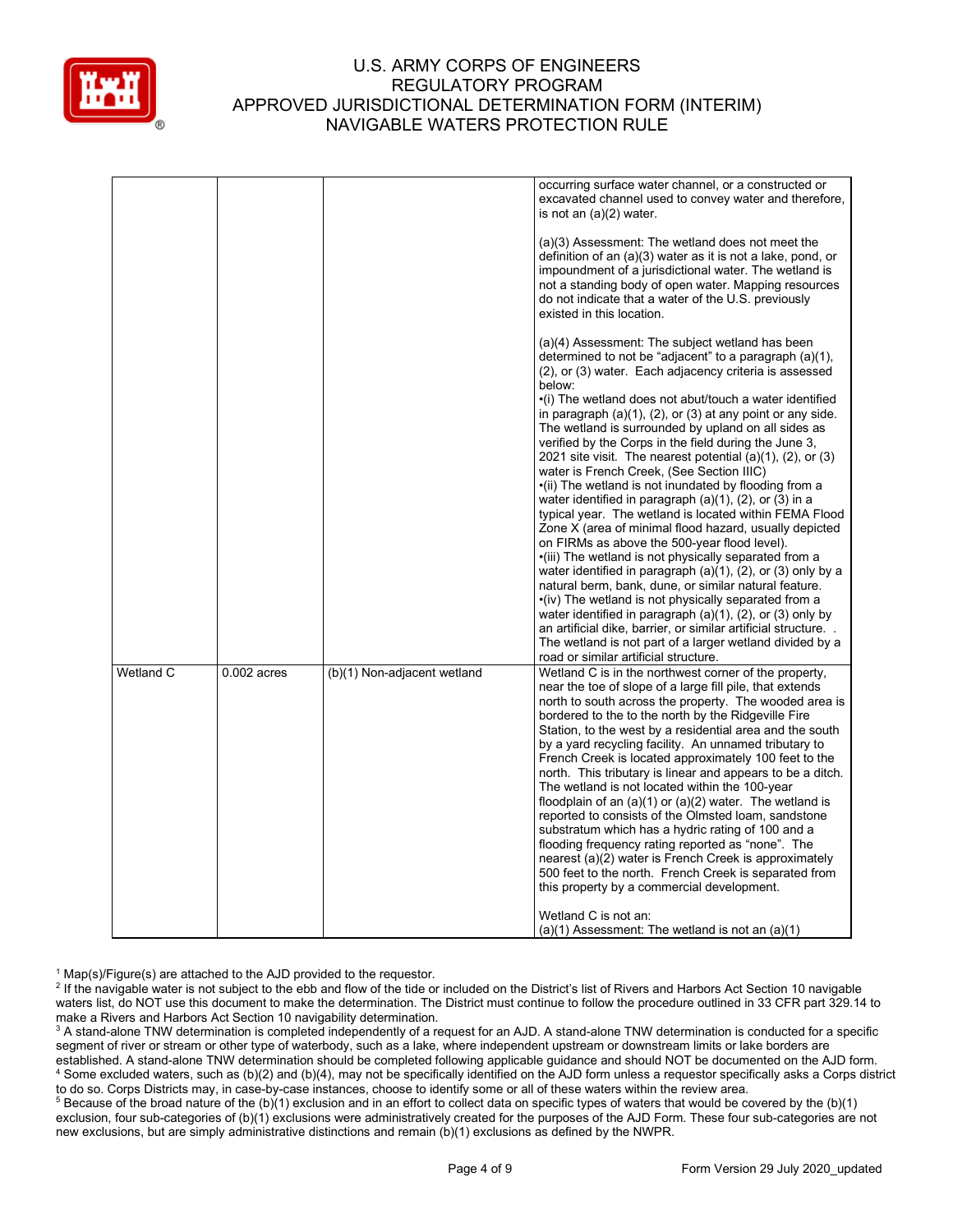| | | | |
|---|---|---|---|
| | | | occurring surface water channel, or a constructed or excavated channel used to convey water and therefore, is not an (a)(2) water.<br><br>(a)(3) Assessment: The wetland does not meet the definition of an (a)(3) water as it is not a lake, pond, or impoundment of a jurisdictional water. The wetland is not a standing body of open water. Mapping resources do not indicate that a water of the U.S. previously existed in this location.<br><br>(a)(4) Assessment: The subject wetland has been determined to not be "adjacent" to a paragraph (a)(1), (2), or (3) water. Each adjacency criteria is assessed below:<br>•(i) The wetland does not abut/touch a water identified in paragraph (a)(1), (2), or (3) at any point or any side. The wetland is surrounded by upland on all sides as verified by the Corps in the field during the June 3, 2021 site visit. The nearest potential (a)(1), (2), or (3) water is French Creek, (See Section IIIC)<br>•(ii) The wetland is not inundated by flooding from a water identified in paragraph (a)(1), (2), or (3) in a typical year. The wetland is located within FEMA Flood Zone X (area of minimal flood hazard, usually depicted on FIRMs as above the 500-year flood level).<br>•(iii) The wetland is not physically separated from a water identified in paragraph (a)(1), (2), or (3) only by a natural berm, bank, dune, or similar natural feature.<br>•(iv) The wetland is not physically separated from a water identified in paragraph (a)(1), (2), or (3) only by an artificial dike, barrier, or similar artificial structure. . The wetland is not part of a larger wetland divided by a road or similar artificial structure. |
| Wetland C | 0.002 acres | (b)(1) Non-adjacent wetland | Wetland C is in the northwest corner of the property, near the toe of slope of a large fill pile, that extends north to south across the property. The wooded area is bordered to the to the north by the Ridgeville Fire Station, to the west by a residential area and the south by a yard recycling facility. An unnamed tributary to French Creek is located approximately 100 feet to the north. This tributary is linear and appears to be a ditch. The wetland is not located within the 100-year floodplain of an (a)(1) or (a)(2) water. The wetland is reported to consists of the Olmsted loam, sandstone substratum which has a hydric rating of 100 and a flooding frequency rating reported as "none". The nearest (a)(2) water is French Creek is approximately 500 feet to the north. French Creek is separated from this property by a commercial development.<br><br>Wetland C is not an:<br>(a)(1) Assessment: The wetland is not an (a)(1) |

[1] Map(s)/Figure(s) are attached to the AJD provided to the requestor.
[2] If the navigable water is not subject to the ebb and flow of the tide or included on the District's list of Rivers and Harbors Act Section 10 navigable waters list, do NOT use this document to make the determination. The District must continue to follow the procedure outlined in 33 CFR part 329.14 to make a Rivers and Harbors Act Section 10 navigability determination.
[3] A stand-alone TNW determination is completed independently of a request for an AJD. A stand-alone TNW determination is conducted for a specific segment of river or stream or other type of waterbody, such as a lake, where independent upstream or downstream limits or lake borders are established. A stand-alone TNW determination should be completed following applicable guidance and should NOT be documented on the AJD form.
[4] Some excluded waters, such as (b)(2) and (b)(4), may not be specifically identified on the AJD form unless a requestor specifically asks a Corps district to do so. Corps Districts may, in case-by-case instances, choose to identify some or all of these waters within the review area.
[5] Because of the broad nature of the (b)(1) exclusion and in an effort to collect data on specific types of waters that would be covered by the (b)(1) exclusion, four sub-categories of (b)(1) exclusions were administratively created for the purposes of the AJD Form. These four sub-categories are not new exclusions, but are simply administrative distinctions and remain (b)(1) exclusions as defined by the NWPR.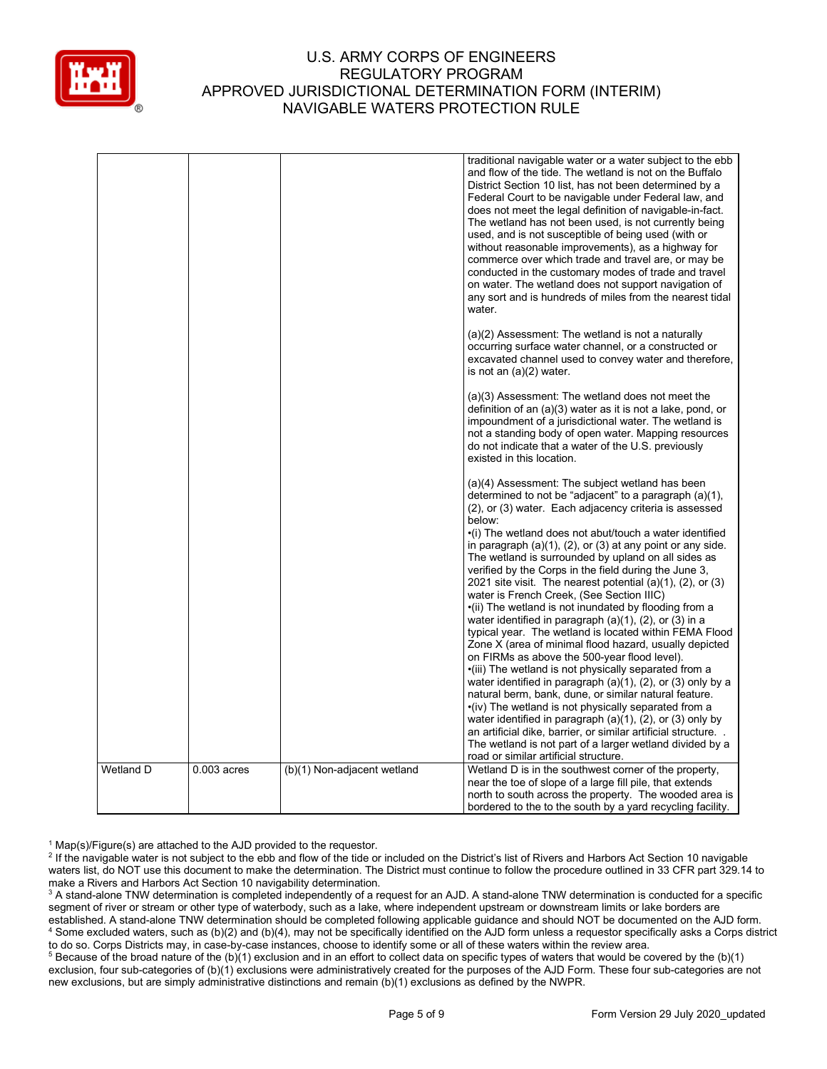| | | | |
|---|---|---|---|
| | | | traditional navigable water or a water subject to the ebb and flow of the tide. The wetland is not on the Buffalo District Section 10 list, has not been determined by a Federal Court to be navigable under Federal law, and does not meet the legal definition of navigable-in-fact. The wetland has not been used, is not currently being used, and is not susceptible of being used (with or without reasonable improvements), as a highway for commerce over which trade and travel are, or may be conducted in the customary modes of trade and travel on water. The wetland does not support navigation of any sort and is hundreds of miles from the nearest tidal water.<br><br>(a)(2) Assessment: The wetland is not a naturally occurring surface water channel, or a constructed or excavated channel used to convey water and therefore, is not an (a)(2) water.<br><br>(a)(3) Assessment: The wetland does not meet the definition of an (a)(3) water as it is not a lake, pond, or impoundment of a jurisdictional water. The wetland is not a standing body of open water. Mapping resources do not indicate that a water of the U.S. previously existed in this location.<br><br>(a)(4) Assessment: The subject wetland has been determined to not be "adjacent" to a paragraph (a)(1), (2), or (3) water. Each adjacency criteria is assessed below:<br>•(i) The wetland does not abut/touch a water identified in paragraph (a)(1), (2), or (3) at any point or any side. The wetland is surrounded by upland on all sides as verified by the Corps in the field during the June 3, 2021 site visit. The nearest potential (a)(1), (2), or (3) water is French Creek, (See Section IIIC)<br>•(ii) The wetland is not inundated by flooding from a water identified in paragraph (a)(1), (2), or (3) in a typical year. The wetland is located within FEMA Flood Zone X (area of minimal flood hazard, usually depicted on FIRMs as above the 500-year flood level).<br>•(iii) The wetland is not physically separated from a water identified in paragraph (a)(1), (2), or (3) only by a natural berm, bank, dune, or similar natural feature.<br>•(iv) The wetland is not physically separated from a water identified in paragraph (a)(1), (2), or (3) only by an artificial dike, barrier, or similar artificial structure. . The wetland is not part of a larger wetland divided by a road or similar artificial structure. |
| Wetland D | 0.003 acres | (b)(1) Non-adjacent wetland | Wetland D is in the southwest corner of the property, near the toe of slope of a large fill pile, that extends north to south across the property. The wooded area is bordered to the to the south by a yard recycling facility. |

[1] Map(s)/Figure(s) are attached to the AJD provided to the requestor.

[2] If the navigable water is not subject to the ebb and flow of the tide or included on the District's list of Rivers and Harbors Act Section 10 navigable waters list, do NOT use this document to make the determination. The District must continue to follow the procedure outlined in 33 CFR part 329.14 to make a Rivers and Harbors Act Section 10 navigability determination.

[3] A stand-alone TNW determination is completed independently of a request for an AJD. A stand-alone TNW determination is conducted for a specific segment of river or stream or other type of waterbody, such as a lake, where independent upstream or downstream limits or lake borders are established. A stand-alone TNW determination should be completed following applicable guidance and should NOT be documented on the AJD form.

[4] Some excluded waters, such as (b)(2) and (b)(4), may not be specifically identified on the AJD form unless a requestor specifically asks a Corps district to do so. Corps Districts may, in case-by-case instances, choose to identify some or all of these waters within the review area.

[5] Because of the broad nature of the (b)(1) exclusion and in an effort to collect data on specific types of waters that would be covered by the (b)(1) exclusion, four sub-categories of (b)(1) exclusions were administratively created for the purposes of the AJD Form. These four sub-categories are not new exclusions, but are simply administrative distinctions and remain (b)(1) exclusions as defined by the NWPR.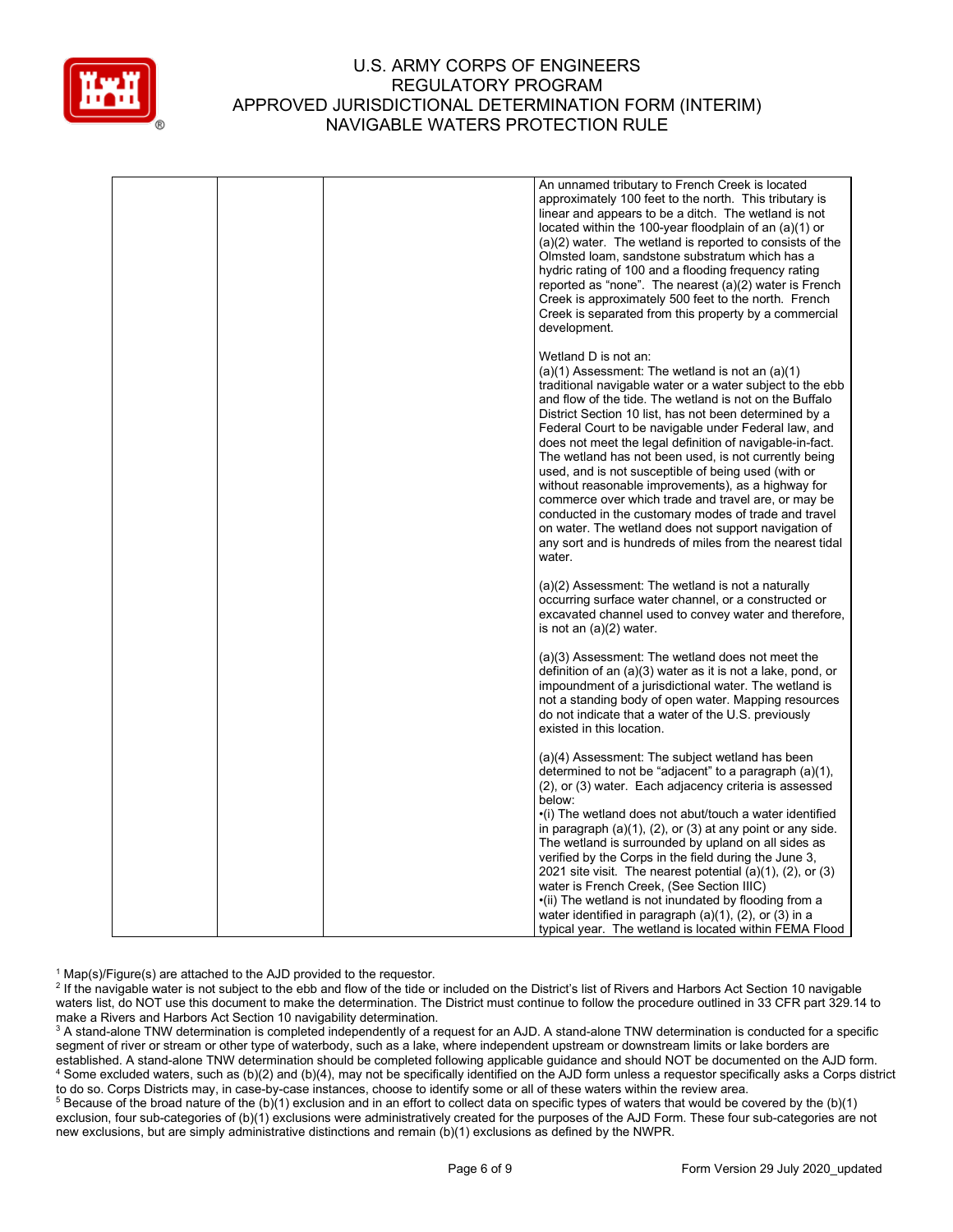| | | | |
|---|---|---|---|
| | | | An unnamed tributary to French Creek is located approximately 100 feet to the north. This tributary is linear and appears to be a ditch. The wetland is not located within the 100-year floodplain of an (a)(1) or (a)(2) water. The wetland is reported to consists of the Olmsted loam, sandstone substratum which has a hydric rating of 100 and a flooding frequency rating reported as "none". The nearest (a)(2) water is French Creek is approximately 500 feet to the north. French Creek is separated from this property by a commercial development.<br><br>Wetland D is not an:<br>(a)(1) Assessment: The wetland is not an (a)(1) traditional navigable water or a water subject to the ebb and flow of the tide. The wetland is not on the Buffalo District Section 10 list, has not been determined by a Federal Court to be navigable under Federal law, and does not meet the legal definition of navigable-in-fact. The wetland has not been used, is not currently being used, and is not susceptible of being used (with or without reasonable improvements), as a highway for commerce over which trade and travel are, or may be conducted in the customary modes of trade and travel on water. The wetland does not support navigation of any sort and is hundreds of miles from the nearest tidal water.<br><br>(a)(2) Assessment: The wetland is not a naturally occurring surface water channel, or a constructed or excavated channel used to convey water and therefore, is not an (a)(2) water.<br><br>(a)(3) Assessment: The wetland does not meet the definition of an (a)(3) water as it is not a lake, pond, or impoundment of a jurisdictional water. The wetland is not a standing body of open water. Mapping resources do not indicate that a water of the U.S. previously existed in this location.<br><br>(a)(4) Assessment: The subject wetland has been determined to not be "adjacent" to a paragraph (a)(1), (2), or (3) water. Each adjacency criteria is assessed below:<br>•(i) The wetland does not abut/touch a water identified in paragraph (a)(1), (2), or (3) at any point or any side. The wetland is surrounded by upland on all sides as verified by the Corps in the field during the June 3, 2021 site visit. The nearest potential (a)(1), (2), or (3) water is French Creek, (See Section IIIC)<br>•(ii) The wetland is not inundated by flooding from a water identified in paragraph (a)(1), (2), or (3) in a typical year. The wetland is located within FEMA Flood |

[1] Map(s)/Figure(s) are attached to the AJD provided to the requestor.
[2] If the navigable water is not subject to the ebb and flow of the tide or included on the District's list of Rivers and Harbors Act Section 10 navigable waters list, do NOT use this document to make the determination. The District must continue to follow the procedure outlined in 33 CFR part 329.14 to make a Rivers and Harbors Act Section 10 navigability determination.
[3] A stand-alone TNW determination is completed independently of a request for an AJD. A stand-alone TNW determination is conducted for a specific segment of river or stream or other type of waterbody, such as a lake, where independent upstream or downstream limits or lake borders are established. A stand-alone TNW determination should be completed following applicable guidance and should NOT be documented on the AJD form.
[4] Some excluded waters, such as (b)(2) and (b)(4), may not be specifically identified on the AJD form unless a requestor specifically asks a Corps district to do so. Corps Districts may, in case-by-case instances, choose to identify some or all of these waters within the review area.
[5] Because of the broad nature of the (b)(1) exclusion and in an effort to collect data on specific types of waters that would be covered by the (b)(1) exclusion, four sub-categories of (b)(1) exclusions were administratively created for the purposes of the AJD Form. These four sub-categories are not new exclusions, but are simply administrative distinctions and remain (b)(1) exclusions as defined by the NWPR.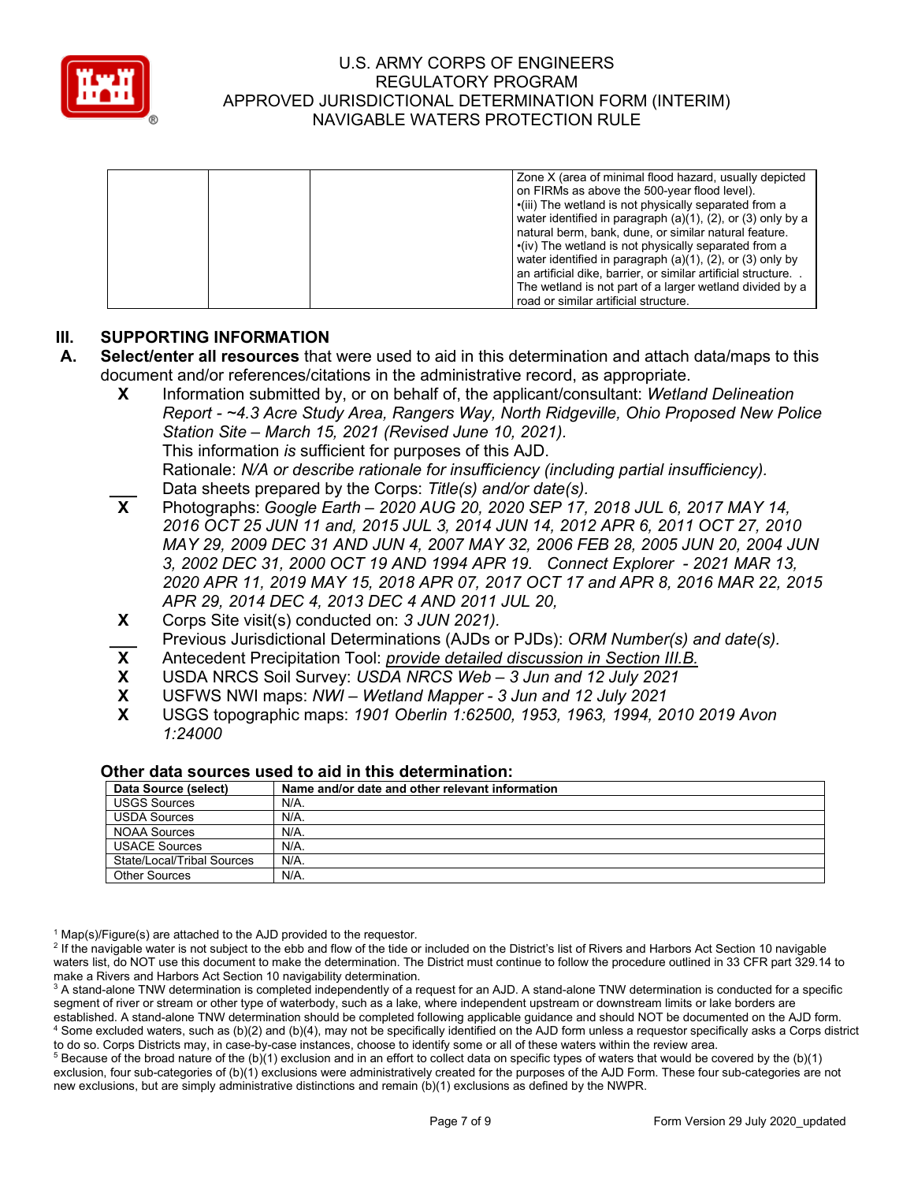|  |  |  | Zone X (area of minimal flood hazard, usually depicted on FIRMs as above the 500-year flood level).<br>•(iii) The wetland is not physically separated from a water identified in paragraph (a)(1), (2), or (3) only by a natural berm, bank, dune, or similar natural feature.<br>•(iv) The wetland is not physically separated from a water identified in paragraph (a)(1), (2), or (3) only by an artificial dike, barrier, or similar artificial structure. .<br>The wetland is not part of a larger wetland divided by a road or similar artificial structure. |
|---|---|---|---|

## III. SUPPORTING INFORMATION

**A. Select/enter all resources** that were used to aid in this determination and attach data/maps to this document and/or references/citations in the administrative record, as appropriate.

**X** Information submitted by, or on behalf of, the applicant/consultant: *Wetland Delineation Report - ~4.3 Acre Study Area, Rangers Way, North Ridgeville, Ohio Proposed New Police Station Site – March 15, 2021 (Revised June 10, 2021).*
This information *is* sufficient for purposes of this AJD.
Rationale: *N/A or describe rationale for insufficiency (including partial insufficiency).*

\_\_\_ Data sheets prepared by the Corps: *Title(s) and/or date(s).*

**X** Photographs: *Google Earth – 2020 AUG 20, 2020 SEP 17, 2018 JUL 6, 2017 MAY 14, 2016 OCT 25 JUN 11 and, 2015 JUL 3, 2014 JUN 14, 2012 APR 6, 2011 OCT 27, 2010 MAY 29, 2009 DEC 31 AND JUN 4, 2007 MAY 32, 2006 FEB 28, 2005 JUN 20, 2004 JUN 3, 2002 DEC 31, 2000 OCT 19 AND 1994 APR 19. Connect Explorer - 2021 MAR 13, 2020 APR 11, 2019 MAY 15, 2018 APR 07, 2017 OCT 17 and APR 8, 2016 MAR 22, 2015 APR 29, 2014 DEC 4, 2013 DEC 4 AND 2011 JUL 20,*

**X** Corps Site visit(s) conducted on: *3 JUN 2021).*

\_\_\_ Previous Jurisdictional Determinations (AJDs or PJDs): *ORM Number(s) and date(s).*

**X** Antecedent Precipitation Tool: *provide detailed discussion in Section III.B.*

**X** USDA NRCS Soil Survey: *USDA NRCS Web – 3 Jun and 12 July 2021*

**X** USFWS NWI maps: *NWI – Wetland Mapper - 3 Jun and 12 July 2021*

**X** USGS topographic maps: *1901 Oberlin 1:62500, 1953, 1963, 1994, 2010 2019 Avon 1:24000*

### Other data sources used to aid in this determination:

| Data Source (select) | Name and/or date and other relevant information |
|---|---|
| USGS Sources | N/A. |
| USDA Sources | N/A. |
| NOAA Sources | N/A. |
| USACE Sources | N/A. |
| State/Local/Tribal Sources | N/A. |
| Other Sources | N/A. |

[1] Map(s)/Figure(s) are attached to the AJD provided to the requestor.
[2] If the navigable water is not subject to the ebb and flow of the tide or included on the District's list of Rivers and Harbors Act Section 10 navigable waters list, do NOT use this document to make the determination. The District must continue to follow the procedure outlined in 33 CFR part 329.14 to make a Rivers and Harbors Act Section 10 navigability determination.
[3] A stand-alone TNW determination is completed independently of a request for an AJD. A stand-alone TNW determination is conducted for a specific segment of river or stream or other type of waterbody, such as a lake, where independent upstream or downstream limits or lake borders are established. A stand-alone TNW determination should be completed following applicable guidance and should NOT be documented on the AJD form.
[4] Some excluded waters, such as (b)(2) and (b)(4), may not be specifically identified on the AJD form unless a requestor specifically asks a Corps district to do so. Corps Districts may, in case-by-case instances, choose to identify some or all of these waters within the review area.
[5] Because of the broad nature of the (b)(1) exclusion and in an effort to collect data on specific types of waters that would be covered by the (b)(1) exclusion, four sub-categories of (b)(1) exclusions were administratively created for the purposes of the AJD Form. These four sub-categories are not new exclusions, but are simply administrative distinctions and remain (b)(1) exclusions as defined by the NWPR.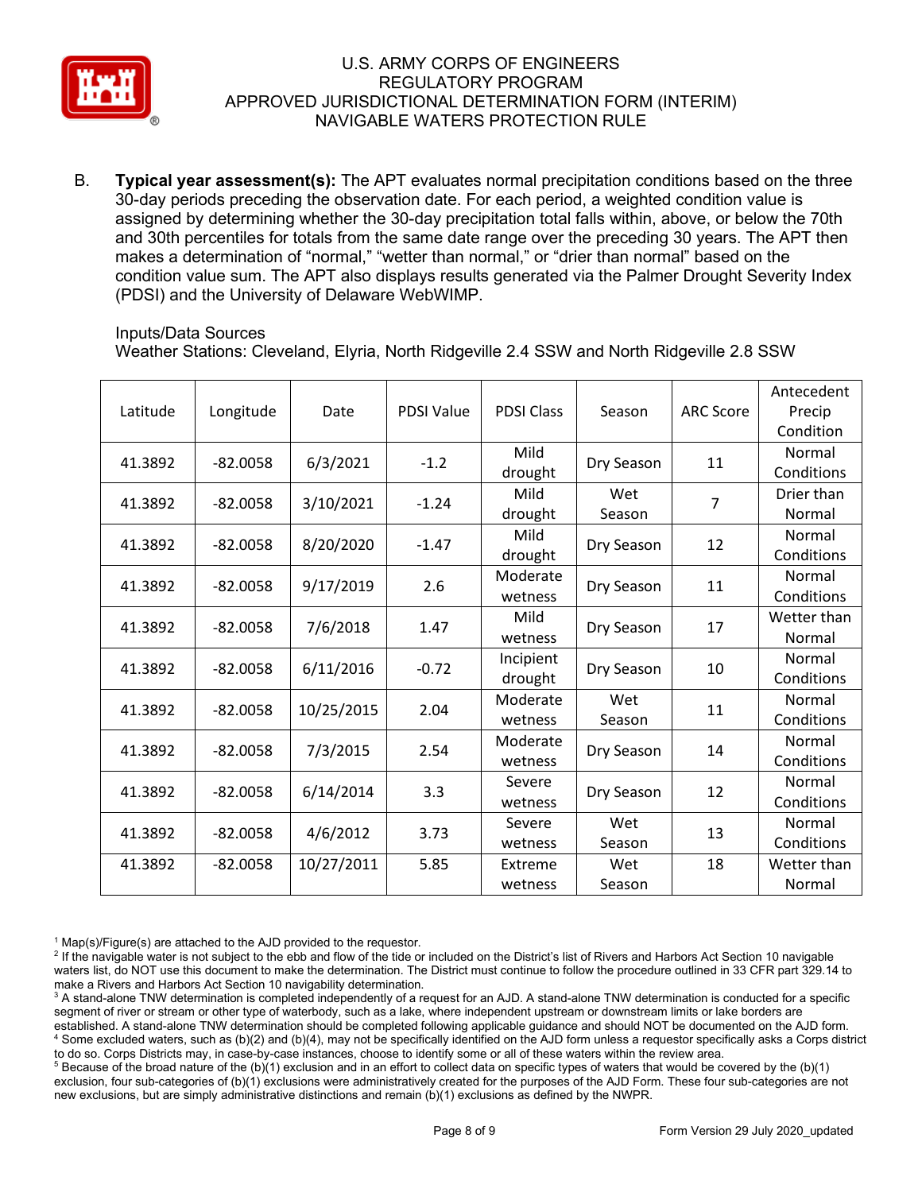B. **Typical year assessment(s):** The APT evaluates normal precipitation conditions based on the three 30-day periods preceding the observation date. For each period, a weighted condition value is assigned by determining whether the 30-day precipitation total falls within, above, or below the 70th and 30th percentiles for totals from the same date range over the preceding 30 years. The APT then makes a determination of "normal," "wetter than normal," or "drier than normal" based on the condition value sum. The APT also displays results generated via the Palmer Drought Severity Index (PDSI) and the University of Delaware WebWIMP.

Inputs/Data Sources
Weather Stations: Cleveland, Elyria, North Ridgeville 2.4 SSW and North Ridgeville 2.8 SSW

| Latitude | Longitude | Date | PDSI Value | PDSI Class | Season | ARC Score | Antecedent Precip Condition |
|---|---|---|---|---|---|---|---|
| 41.3892 | -82.0058 | 6/3/2021 | -1.2 | Mild drought | Dry Season | 11 | Normal Conditions |
| 41.3892 | -82.0058 | 3/10/2021 | -1.24 | Mild drought | Wet Season | 7 | Drier than Normal |
| 41.3892 | -82.0058 | 8/20/2020 | -1.47 | Mild drought | Dry Season | 12 | Normal Conditions |
| 41.3892 | -82.0058 | 9/17/2019 | 2.6 | Moderate wetness | Dry Season | 11 | Normal Conditions |
| 41.3892 | -82.0058 | 7/6/2018 | 1.47 | Mild wetness | Dry Season | 17 | Wetter than Normal |
| 41.3892 | -82.0058 | 6/11/2016 | -0.72 | Incipient drought | Dry Season | 10 | Normal Conditions |
| 41.3892 | -82.0058 | 10/25/2015 | 2.04 | Moderate wetness | Wet Season | 11 | Normal Conditions |
| 41.3892 | -82.0058 | 7/3/2015 | 2.54 | Moderate wetness | Dry Season | 14 | Normal Conditions |
| 41.3892 | -82.0058 | 6/14/2014 | 3.3 | Severe wetness | Dry Season | 12 | Normal Conditions |
| 41.3892 | -82.0058 | 4/6/2012 | 3.73 | Severe wetness | Wet Season | 13 | Normal Conditions |
| 41.3892 | -82.0058 | 10/27/2011 | 5.85 | Extreme wetness | Wet Season | 18 | Wetter than Normal |

[1] Map(s)/Figure(s) are attached to the AJD provided to the requestor.
[2] If the navigable water is not subject to the ebb and flow of the tide or included on the District's list of Rivers and Harbors Act Section 10 navigable waters list, do NOT use this document to make the determination. The District must continue to follow the procedure outlined in 33 CFR part 329.14 to make a Rivers and Harbors Act Section 10 navigability determination.
[3] A stand-alone TNW determination is completed independently of a request for an AJD. A stand-alone TNW determination is conducted for a specific segment of river or stream or other type of waterbody, such as a lake, where independent upstream or downstream limits or lake borders are established. A stand-alone TNW determination should be completed following applicable guidance and should NOT be documented on the AJD form.
[4] Some excluded waters, such as (b)(2) and (b)(4), may not be specifically identified on the AJD form unless a requestor specifically asks a Corps district to do so. Corps Districts may, in case-by-case instances, choose to identify some or all of these waters within the review area.
[5] Because of the broad nature of the (b)(1) exclusion and in an effort to collect data on specific types of waters that would be covered by the (b)(1) exclusion, four sub-categories of (b)(1) exclusions were administratively created for the purposes of the AJD Form. These four sub-categories are not new exclusions, but are simply administrative distinctions and remain (b)(1) exclusions as defined by the NWPR.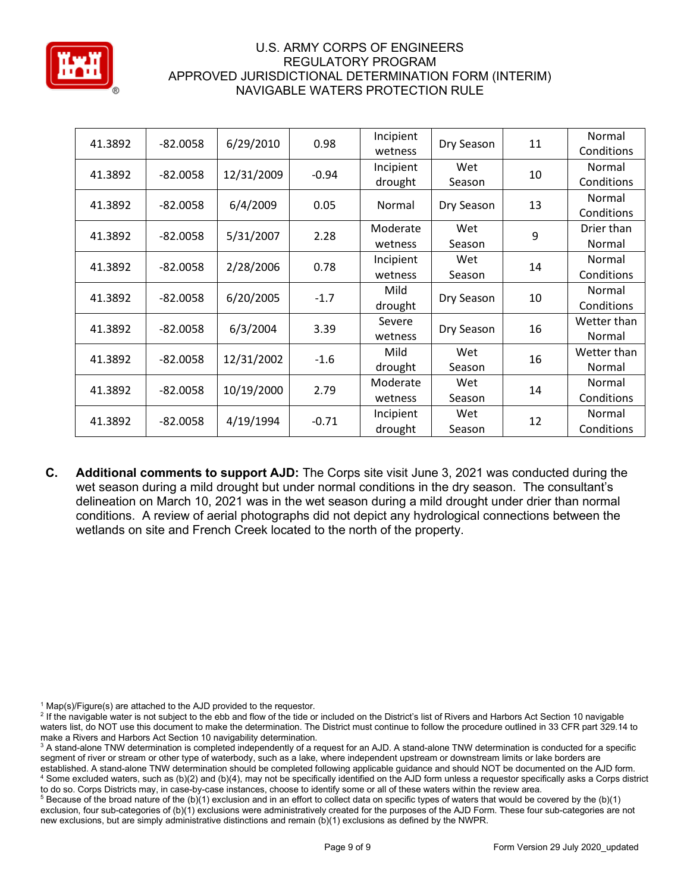| | | | | | | | |
|---|---|---|---|---|---|---|---|
| 41.3892 | -82.0058 | 6/29/2010 | 0.98 | Incipient wetness | Dry Season | 11 | Normal Conditions |
| 41.3892 | -82.0058 | 12/31/2009 | -0.94 | Incipient drought | Wet Season | 10 | Normal Conditions |
| 41.3892 | -82.0058 | 6/4/2009 | 0.05 | Normal | Dry Season | 13 | Normal Conditions |
| 41.3892 | -82.0058 | 5/31/2007 | 2.28 | Moderate wetness | Wet Season | 9 | Drier than Normal |
| 41.3892 | -82.0058 | 2/28/2006 | 0.78 | Incipient wetness | Wet Season | 14 | Normal Conditions |
| 41.3892 | -82.0058 | 6/20/2005 | -1.7 | Mild drought | Dry Season | 10 | Normal Conditions |
| 41.3892 | -82.0058 | 6/3/2004 | 3.39 | Severe wetness | Dry Season | 16 | Wetter than Normal |
| 41.3892 | -82.0058 | 12/31/2002 | -1.6 | Mild drought | Wet Season | 16 | Wetter than Normal |
| 41.3892 | -82.0058 | 10/19/2000 | 2.79 | Moderate wetness | Wet Season | 14 | Normal Conditions |
| 41.3892 | -82.0058 | 4/19/1994 | -0.71 | Incipient drought | Wet Season | 12 | Normal Conditions |

**C. Additional comments to support AJD:** The Corps site visit June 3, 2021 was conducted during the wet season during a mild drought but under normal conditions in the dry season. The consultant's delineation on March 10, 2021 was in the wet season during a mild drought under drier than normal conditions. A review of aerial photographs did not depict any hydrological connections between the wetlands on site and French Creek located to the north of the property.

[1] Map(s)/Figure(s) are attached to the AJD provided to the requestor.
[2] If the navigable water is not subject to the ebb and flow of the tide or included on the District's list of Rivers and Harbors Act Section 10 navigable waters list, do NOT use this document to make the determination. The District must continue to follow the procedure outlined in 33 CFR part 329.14 to make a Rivers and Harbors Act Section 10 navigability determination.
[3] A stand-alone TNW determination is completed independently of a request for an AJD. A stand-alone TNW determination is conducted for a specific segment of river or stream or other type of waterbody, such as a lake, where independent upstream or downstream limits or lake borders are established. A stand-alone TNW determination should be completed following applicable guidance and should NOT be documented on the AJD form.
[4] Some excluded waters, such as (b)(2) and (b)(4), may not be specifically identified on the AJD form unless a requestor specifically asks a Corps district to do so. Corps Districts may, in case-by-case instances, choose to identify some or all of these waters within the review area.
[5] Because of the broad nature of the (b)(1) exclusion and in an effort to collect data on specific types of waters that would be covered by the (b)(1) exclusion, four sub-categories of (b)(1) exclusions were administratively created for the purposes of the AJD Form. These four sub-categories are not new exclusions, but are simply administrative distinctions and remain (b)(1) exclusions as defined by the NWPR.